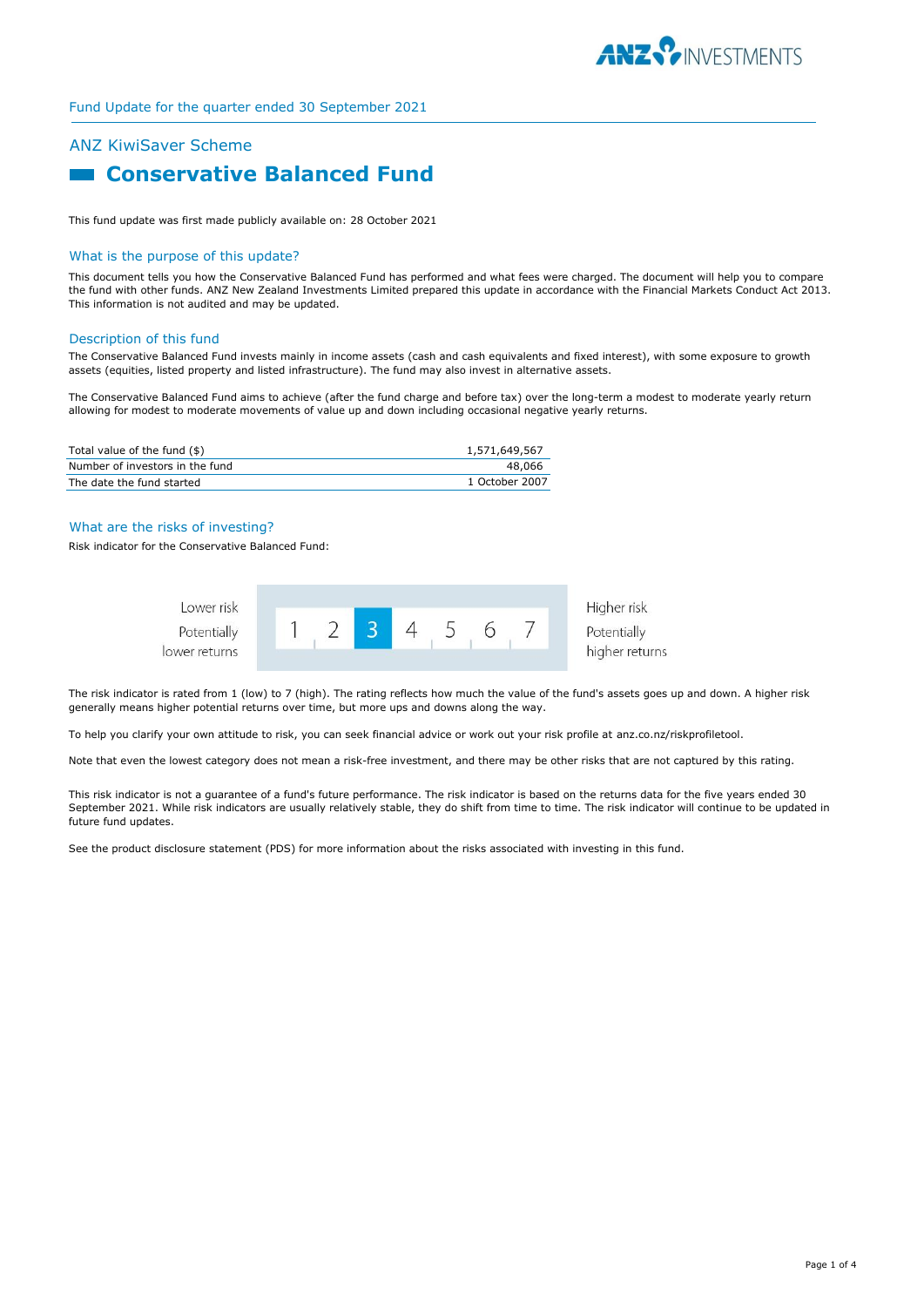Fund Update for the quarter ended 30 September 2021

## ANZ KiwiSaver Scheme

# Conservative Balanced Fund

This fund update was first made publicly available on: 28 October 2021

## What is the purpose of this update?

This document tells you how the Conservative Balanced Fund has performed and what fees were charged. The document will help you to compare the fund with other funds. ANZ New Zealand Investments Limited prepared this update in accordance with the Financial Markets Conduct Act 2013. This information is not audited and may be updated.

## Description of this fund

The Conservative Balanced Fund invests mainly in income assets (cash and cash equivalents and fixed interest), with some exposure to growth assets (equities, listed property and listed infrastructure). The fund may also invest in alternative assets.

The Conservative Balanced Fund aims to achieve (after the fund charge and before tax) over the long-term a modest to moderate yearly return allowing for modest to moderate movements of value up and down including occasional negative yearly returns.

| | |
|---|---|
| Total value of the fund ($) | 1,571,649,567 |
| Number of investors in the fund | 48,066 |
| The date the fund started | 1 October 2007 |

## What are the risks of investing?

Risk indicator for the Conservative Balanced Fund:

| Lower risk<br>Potentially lower returns | 1 | 2 | **3** | 4 | 5 | 6 | 7 | Higher risk<br>Potentially higher returns |
|---|---|---|---|---|---|---|---|---|

The risk indicator is rated from 1 (low) to 7 (high). The rating reflects how much the value of the fund's assets goes up and down. A higher risk generally means higher potential returns over time, but more ups and downs along the way.

To help you clarify your own attitude to risk, you can seek financial advice or work out your risk profile at anz.co.nz/riskprofiletool.

Note that even the lowest category does not mean a risk-free investment, and there may be other risks that are not captured by this rating.

This risk indicator is not a guarantee of a fund's future performance. The risk indicator is based on the returns data for the five years ended 30 September 2021. While risk indicators are usually relatively stable, they do shift from time to time. The risk indicator will continue to be updated in future fund updates.

See the product disclosure statement (PDS) for more information about the risks associated with investing in this fund.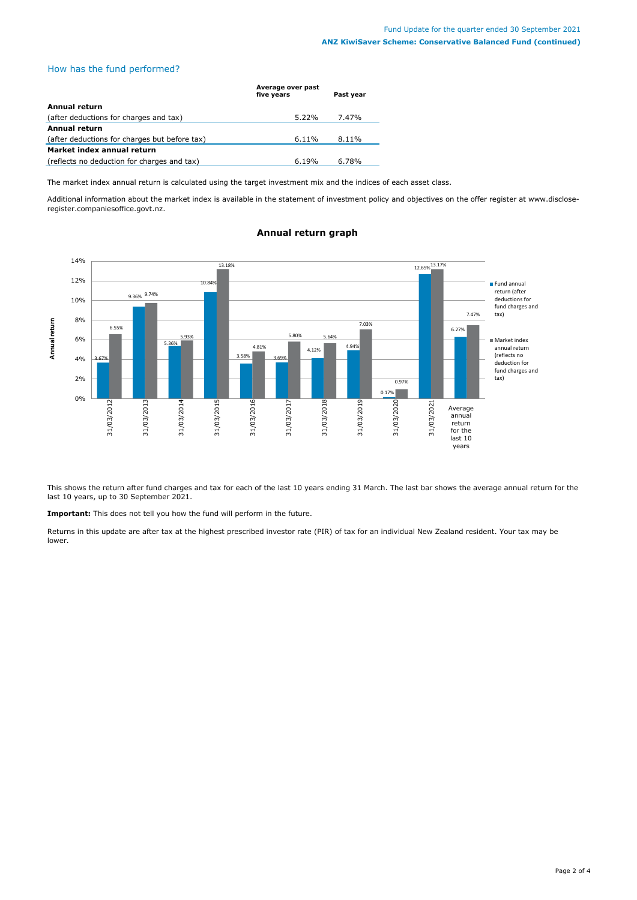## How has the fund performed?

| | Average over past five years | Past year |
|---|---|---|
| **Annual return** | | |
| (after deductions for charges and tax) | 5.22% | 7.47% |
| **Annual return** | | |
| (after deductions for charges but before tax) | 6.11% | 8.11% |
| **Market index annual return** | | |
| (reflects no deduction for charges and tax) | 6.19% | 6.78% |

The market index annual return is calculated using the target investment mix and the indices of each asset class.

Additional information about the market index is available in the statement of investment policy and objectives on the offer register at www.disclose-register.companiesoffice.govt.nz.

### Annual return graph

| | Fund annual return (after deductions for fund charges and tax) | Market index annual return (reflects no deduction for fund charges and tax) |
|---|---|---|
| 31/03/2012 | 3.67% | 6.55% |
| 31/03/2013 | 9.36% | 9.74% |
| 31/03/2014 | 5.36% | 5.93% |
| 31/03/2015 | 10.84% | 13.18% |
| 31/03/2016 | 3.58% | 4.81% |
| 31/03/2017 | 3.69% | 5.80% |
| 31/03/2018 | 4.12% | 5.64% |
| 31/03/2019 | 4.94% | 7.03% |
| 31/03/2020 | 0.17% | 0.97% |
| 31/03/2021 | 12.65% | 13.17% |
| Average annual return for the last 10 years | 6.27% | 7.47% |

This shows the return after fund charges and tax for each of the last 10 years ending 31 March. The last bar shows the average annual return for the last 10 years, up to 30 September 2021.

**Important:** This does not tell you how the fund will perform in the future.

Returns in this update are after tax at the highest prescribed investor rate (PIR) of tax for an individual New Zealand resident. Your tax may be lower.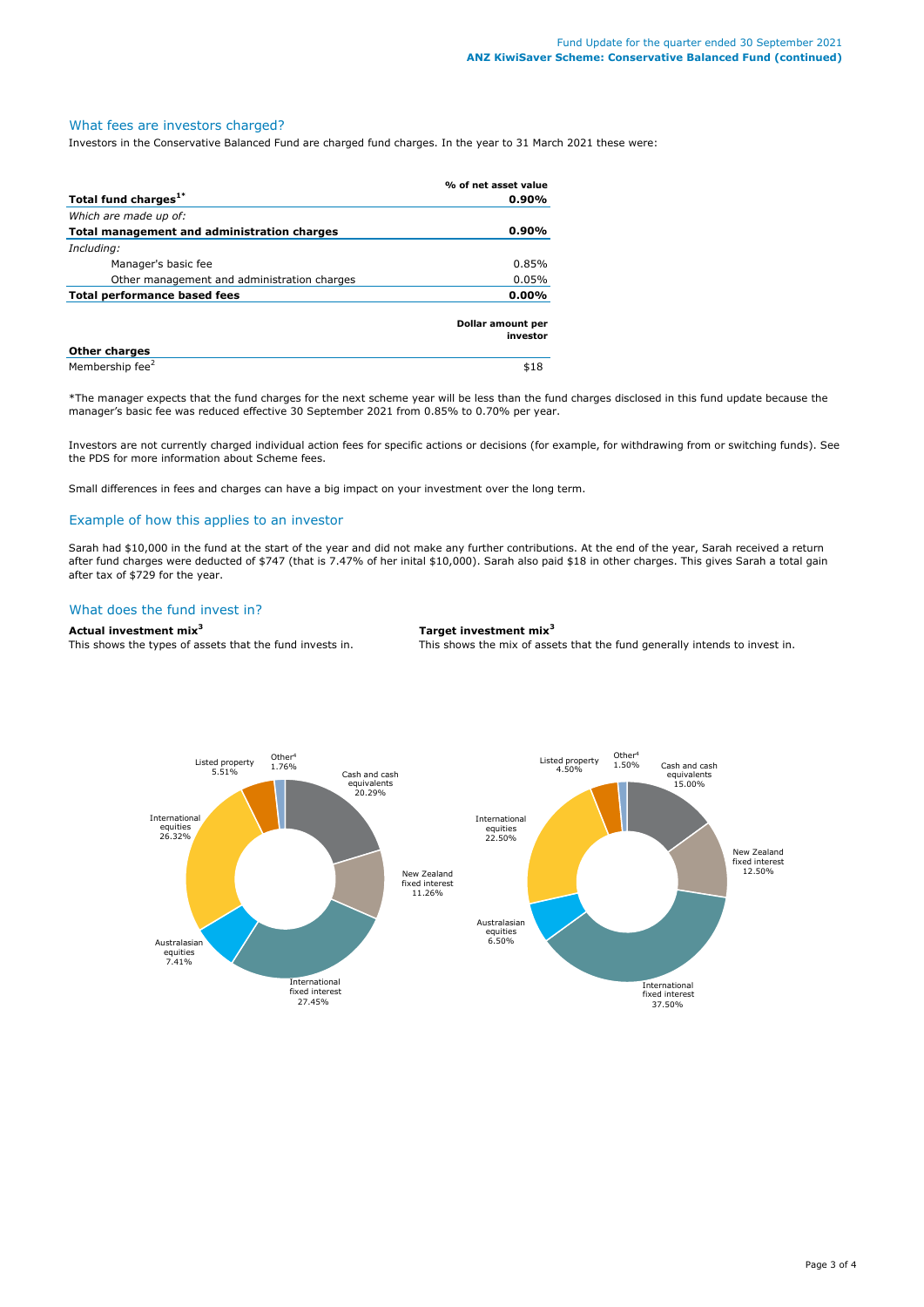## What fees are investors charged?

Investors in the Conservative Balanced Fund are charged fund charges. In the year to 31 March 2021 these were:

| | % of net asset value |
|---|---|
| **Total fund charges[1*]** | **0.90%** |
| *Which are made up of:* | |
| **Total management and administration charges** | **0.90%** |
| *Including:* | |
| Manager's basic fee | 0.85% |
| Other management and administration charges | 0.05% |
| **Total performance based fees** | **0.00%** |
| | **Dollar amount per investor** |
| **Other charges** | |
| Membership fee[2] | $18 |

*The manager expects that the fund charges for the next scheme year will be less than the fund charges disclosed in this fund update because the manager's basic fee was reduced effective 30 September 2021 from 0.85% to 0.70% per year.

Investors are not currently charged individual action fees for specific actions or decisions (for example, for withdrawing from or switching funds). See the PDS for more information about Scheme fees.

Small differences in fees and charges can have a big impact on your investment over the long term.

## Example of how this applies to an investor

Sarah had $10,000 in the fund at the start of the year and did not make any further contributions. At the end of the year, Sarah received a return after fund charges were deducted of $747 (that is 7.47% of her inital $10,000). Sarah also paid $18 in other charges. This gives Sarah a total gain after tax of $729 for the year.

## What does the fund invest in?

**Actual investment mix[3]**

This shows the types of assets that the fund invests in.

| Asset type | Actual |
|---|---|
| Cash and cash equivalents | 20.29% |
| New Zealand fixed interest | 11.26% |
| International fixed interest | 27.45% |
| Australasian equities | 7.41% |
| International equities | 26.32% |
| Listed property | 5.51% |
| Other[4] | 1.76% |

**Target investment mix[3]**

This shows the mix of assets that the fund generally intends to invest in.

| Asset type | Target |
|---|---|
| Cash and cash equivalents | 15.00% |
| New Zealand fixed interest | 12.50% |
| International fixed interest | 37.50% |
| Australasian equities | 6.50% |
| International equities | 22.50% |
| Listed property | 4.50% |
| Other[4] | 1.50% |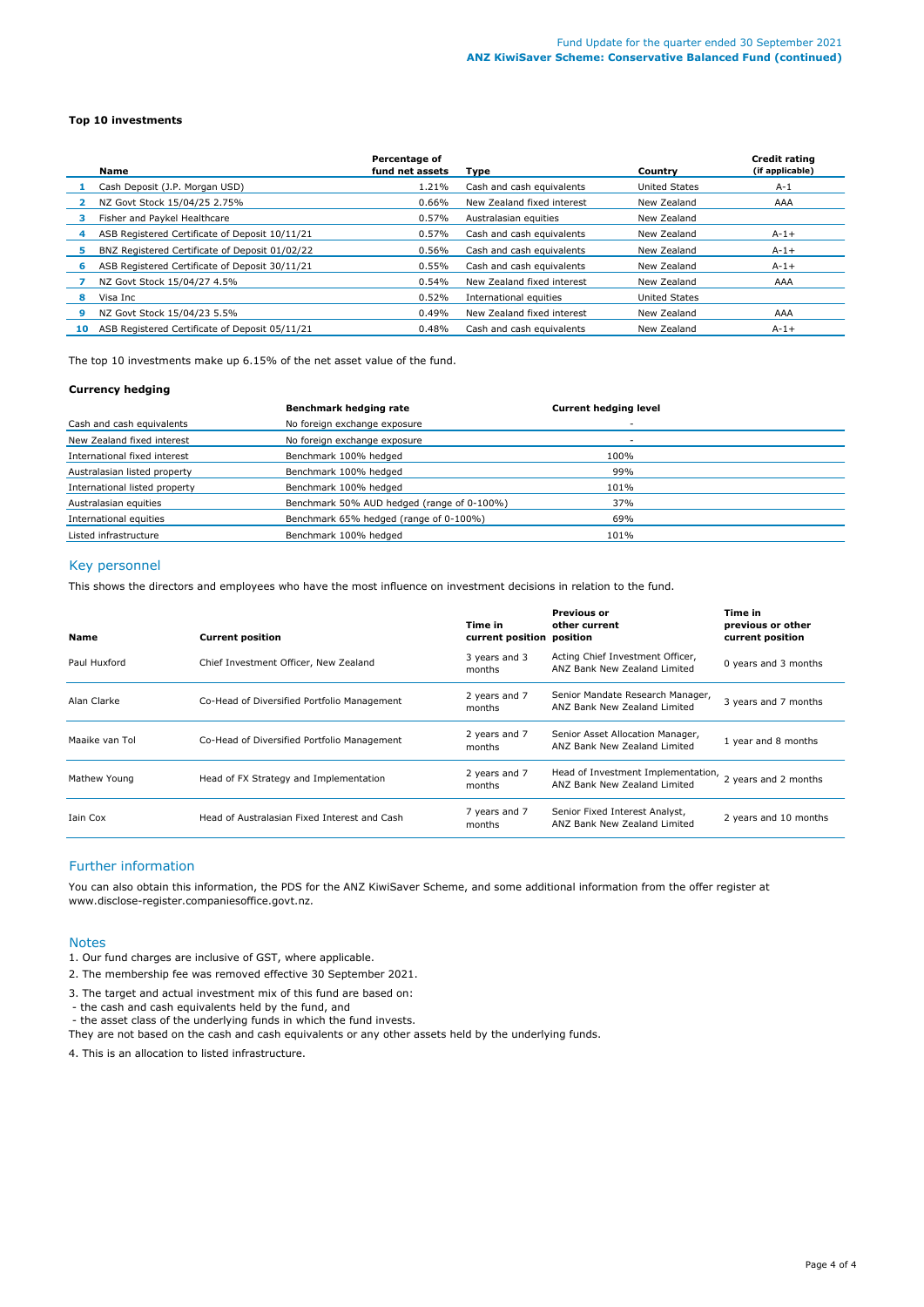### Top 10 investments

| | Name | Percentage of fund net assets | Type | Country | Credit rating (if applicable) |
|---|---|---|---|---|---|
| 1 | Cash Deposit (J.P. Morgan USD) | 1.21% | Cash and cash equivalents | United States | A-1 |
| 2 | NZ Govt Stock 15/04/25 2.75% | 0.66% | New Zealand fixed interest | New Zealand | AAA |
| 3 | Fisher and Paykel Healthcare | 0.57% | Australasian equities | New Zealand | |
| 4 | ASB Registered Certificate of Deposit 10/11/21 | 0.57% | Cash and cash equivalents | New Zealand | A-1+ |
| 5 | BNZ Registered Certificate of Deposit 01/02/22 | 0.56% | Cash and cash equivalents | New Zealand | A-1+ |
| 6 | ASB Registered Certificate of Deposit 30/11/21 | 0.55% | Cash and cash equivalents | New Zealand | A-1+ |
| 7 | NZ Govt Stock 15/04/27 4.5% | 0.54% | New Zealand fixed interest | New Zealand | AAA |
| 8 | Visa Inc | 0.52% | International equities | United States | |
| 9 | NZ Govt Stock 15/04/23 5.5% | 0.49% | New Zealand fixed interest | New Zealand | AAA |
| 10 | ASB Registered Certificate of Deposit 05/11/21 | 0.48% | Cash and cash equivalents | New Zealand | A-1+ |

The top 10 investments make up 6.15% of the net asset value of the fund.

### Currency hedging

| | Benchmark hedging rate | Current hedging level |
|---|---|---|
| Cash and cash equivalents | No foreign exchange exposure | - |
| New Zealand fixed interest | No foreign exchange exposure | - |
| International fixed interest | Benchmark 100% hedged | 100% |
| Australasian listed property | Benchmark 100% hedged | 99% |
| International listed property | Benchmark 100% hedged | 101% |
| Australasian equities | Benchmark 50% AUD hedged (range of 0-100%) | 37% |
| International equities | Benchmark 65% hedged (range of 0-100%) | 69% |
| Listed infrastructure | Benchmark 100% hedged | 101% |

## Key personnel

This shows the directors and employees who have the most influence on investment decisions in relation to the fund.

| Name | Current position | Time in current position | Previous or other current position | Time in previous or other current position |
|---|---|---|---|---|
| Paul Huxford | Chief Investment Officer, New Zealand | 3 years and 3 months | Acting Chief Investment Officer, ANZ Bank New Zealand Limited | 0 years and 3 months |
| Alan Clarke | Co-Head of Diversified Portfolio Management | 2 years and 7 months | Senior Mandate Research Manager, ANZ Bank New Zealand Limited | 3 years and 7 months |
| Maaike van Tol | Co-Head of Diversified Portfolio Management | 2 years and 7 months | Senior Asset Allocation Manager, ANZ Bank New Zealand Limited | 1 year and 8 months |
| Mathew Young | Head of FX Strategy and Implementation | 2 years and 7 months | Head of Investment Implementation, ANZ Bank New Zealand Limited | 2 years and 2 months |
| Iain Cox | Head of Australasian Fixed Interest and Cash | 7 years and 7 months | Senior Fixed Interest Analyst, ANZ Bank New Zealand Limited | 2 years and 10 months |

## Further information

You can also obtain this information, the PDS for the ANZ KiwiSaver Scheme, and some additional information from the offer register at www.disclose-register.companiesoffice.govt.nz.

## Notes

1. Our fund charges are inclusive of GST, where applicable.
2. The membership fee was removed effective 30 September 2021.
3. The target and actual investment mix of this fund are based on:
 - the cash and cash equivalents held by the fund, and
 - the asset class of the underlying funds in which the fund invests.

They are not based on the cash and cash equivalents or any other assets held by the underlying funds.

4. This is an allocation to listed infrastructure.